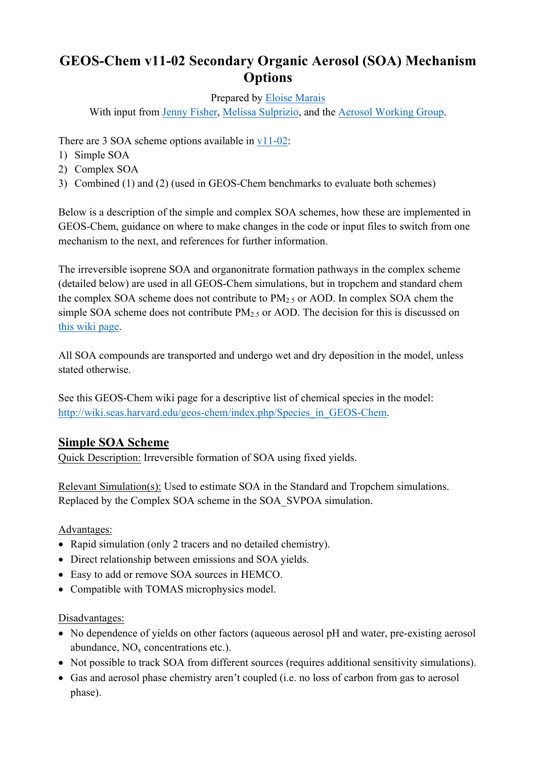# GEOS-Chem v11-02 Secondary Organic Aerosol (SOA) Mechanism Options

Prepared by Eloise Marais
With input from Jenny Fisher, Melissa Sulprizio, and the Aerosol Working Group.

There are 3 SOA scheme options available in v11-02:

1) Simple SOA
2) Complex SOA
3) Combined (1) and (2) (used in GEOS-Chem benchmarks to evaluate both schemes)

Below is a description of the simple and complex SOA schemes, how these are implemented in GEOS-Chem, guidance on where to make changes in the code or input files to switch from one mechanism to the next, and references for further information.

The irreversible isoprene SOA and organonitrate formation pathways in the complex scheme (detailed below) are used in all GEOS-Chem simulations, but in tropchem and standard chem the complex SOA scheme does not contribute to $PM_{2.5}$ or AOD. In complex SOA chem the simple SOA scheme does not contribute $PM_{2.5}$ or AOD. The decision for this is discussed on this wiki page.

All SOA compounds are transported and undergo wet and dry deposition in the model, unless stated otherwise.

See this GEOS-Chem wiki page for a descriptive list of chemical species in the model: http://wiki.seas.harvard.edu/geos-chem/index.php/Species_in_GEOS-Chem.

## Simple SOA Scheme

Quick Description: Irreversible formation of SOA using fixed yields.

Relevant Simulation(s): Used to estimate SOA in the Standard and Tropchem simulations. Replaced by the Complex SOA scheme in the SOA_SVPOA simulation.

Advantages:

- Rapid simulation (only 2 tracers and no detailed chemistry).
- Direct relationship between emissions and SOA yields.
- Easy to add or remove SOA sources in HEMCO.
- Compatible with TOMAS microphysics model.

Disadvantages:

- No dependence of yields on other factors (aqueous aerosol pH and water, pre-existing aerosol abundance, $NO_x$ concentrations etc.).
- Not possible to track SOA from different sources (requires additional sensitivity simulations).
- Gas and aerosol phase chemistry aren't coupled (i.e. no loss of carbon from gas to aerosol phase).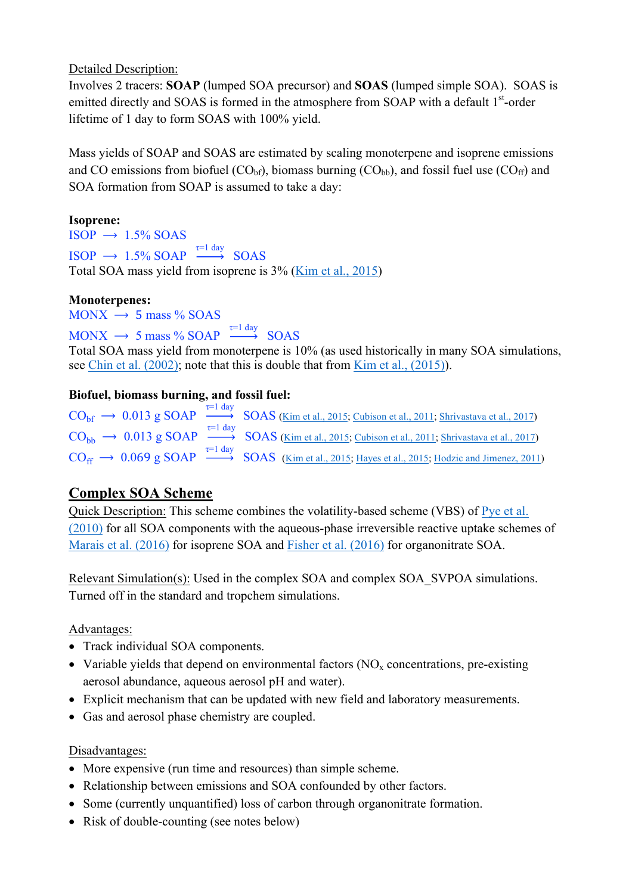Detailed Description:

Involves 2 tracers: **SOAP** (lumped SOA precursor) and **SOAS** (lumped simple SOA). SOAS is emitted directly and SOAS is formed in the atmosphere from SOAP with a default 1st-order lifetime of 1 day to form SOAS with 100% yield.

Mass yields of SOAP and SOAS are estimated by scaling monoterpene and isoprene emissions and CO emissions from biofuel ($CO_{bf}$), biomass burning ($CO_{bb}$), and fossil fuel use ($CO_{ff}$) and SOA formation from SOAP is assumed to take a day:

**Isoprene:**

$$\text{ISOP} \longrightarrow 1.5\%\ \text{SOAS}$$

$$\text{ISOP} \longrightarrow 1.5\%\ \text{SOAP} \xrightarrow{\tau=1\text{ day}} \text{SOAS}$$

Total SOA mass yield from isoprene is 3% (Kim et al., 2015)

**Monoterpenes:**

$$\text{MONX} \longrightarrow 5\ \text{mass}\ \%\ \text{SOAS}$$

$$\text{MONX} \longrightarrow 5\ \text{mass}\ \%\ \text{SOAP} \xrightarrow{\tau=1\text{ day}} \text{SOAS}$$

Total SOA mass yield from monoterpene is 10% (as used historically in many SOA simulations, see Chin et al. (2002); note that this is double that from Kim et al., (2015)).

**Biofuel, biomass burning, and fossil fuel:**

$$CO_{bf} \longrightarrow 0.013\ \text{g SOAP} \xrightarrow{\tau=1\text{ day}} \text{SOAS}$$ (Kim et al., 2015; Cubison et al., 2011; Shrivastava et al., 2017)

$$CO_{bb} \longrightarrow 0.013\ \text{g SOAP} \xrightarrow{\tau=1\text{ day}} \text{SOAS}$$ (Kim et al., 2015; Cubison et al., 2011; Shrivastava et al., 2017)

$$CO_{ff} \longrightarrow 0.069\ \text{g SOAP} \xrightarrow{\tau=1\text{ day}} \text{SOAS}$$ (Kim et al., 2015; Hayes et al., 2015; Hodzic and Jimenez, 2011)

## Complex SOA Scheme

Quick Description: This scheme combines the volatility-based scheme (VBS) of Pye et al. (2010) for all SOA components with the aqueous-phase irreversible reactive uptake schemes of Marais et al. (2016) for isoprene SOA and Fisher et al. (2016) for organonitrate SOA.

Relevant Simulation(s): Used in the complex SOA and complex SOA_SVPOA simulations. Turned off in the standard and tropchem simulations.

Advantages:

- Track individual SOA components.
- Variable yields that depend on environmental factors ($NO_x$ concentrations, pre-existing aerosol abundance, aqueous aerosol pH and water).
- Explicit mechanism that can be updated with new field and laboratory measurements.
- Gas and aerosol phase chemistry are coupled.

Disadvantages:

- More expensive (run time and resources) than simple scheme.
- Relationship between emissions and SOA confounded by other factors.
- Some (currently unquantified) loss of carbon through organonitrate formation.
- Risk of double-counting (see notes below)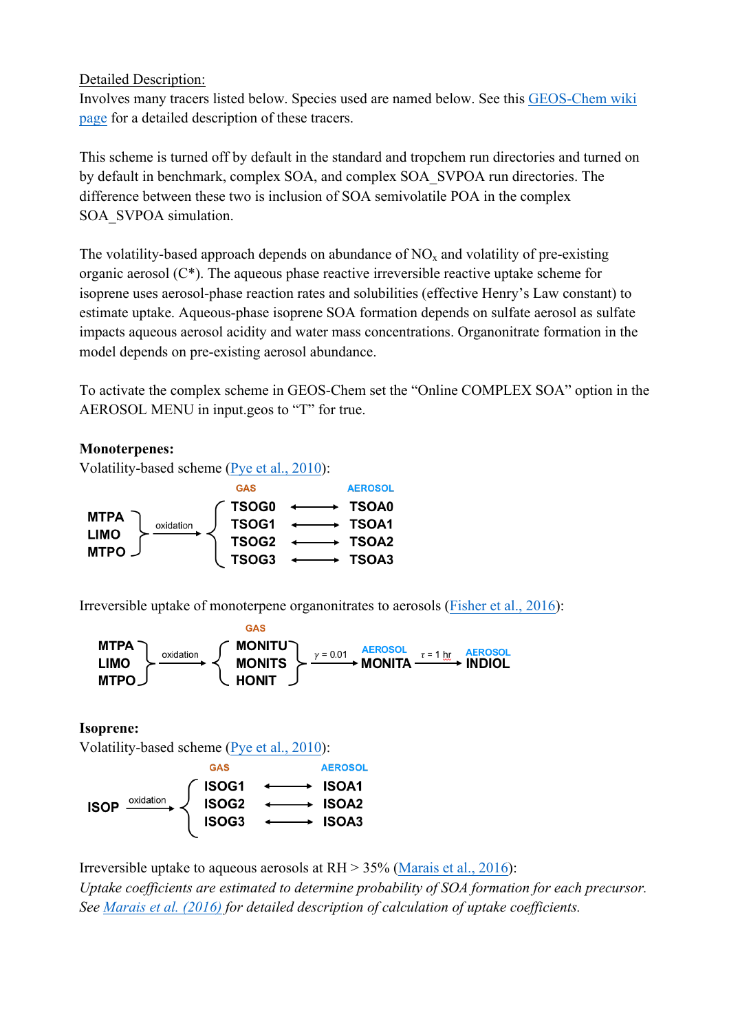Detailed Description:
Involves many tracers listed below. Species used are named below. See this GEOS-Chem wiki page for a detailed description of these tracers.

This scheme is turned off by default in the standard and tropchem run directories and turned on by default in benchmark, complex SOA, and complex SOA_SVPOA run directories. The difference between these two is inclusion of SOA semivolatile POA in the complex SOA_SVPOA simulation.

The volatility-based approach depends on abundance of $NO_x$ and volatility of pre-existing organic aerosol (C*). The aqueous phase reactive irreversible reactive uptake scheme for isoprene uses aerosol-phase reaction rates and solubilities (effective Henry's Law constant) to estimate uptake. Aqueous-phase isoprene SOA formation depends on sulfate aerosol as sulfate impacts aqueous aerosol acidity and water mass concentrations. Organonitrate formation in the model depends on pre-existing aerosol abundance.

To activate the complex scheme in GEOS-Chem set the "Online COMPLEX SOA" option in the AEROSOL MENU in input.geos to "T" for true.

**Monoterpenes:**
Volatility-based scheme (Pye et al., 2010):

MTPA, LIMO, MTPO → (oxidation) → GAS: TSOG0, TSOG1, TSOG2, TSOG3 ↔ AEROSOL: TSOA0, TSOA1, TSOA2, TSOA3

Irreversible uptake of monoterpene organonitrates to aerosols (Fisher et al., 2016):

MTPA, LIMO, MTPO → (oxidation) → GAS: MONITU, MONITS, HONIT → ($\gamma = 0.01$) → AEROSOL: MONITA → ($\tau = 1$ hr) → AEROSOL: INDIOL

**Isoprene:**
Volatility-based scheme (Pye et al., 2010):

ISOP → (oxidation) → GAS: ISOG1, ISOG2, ISOG3 ↔ AEROSOL: ISOA1, ISOA2, ISOA3

Irreversible uptake to aqueous aerosols at RH > 35% (Marais et al., 2016):
*Uptake coefficients are estimated to determine probability of SOA formation for each precursor. See Marais et al. (2016) for detailed description of calculation of uptake coefficients.*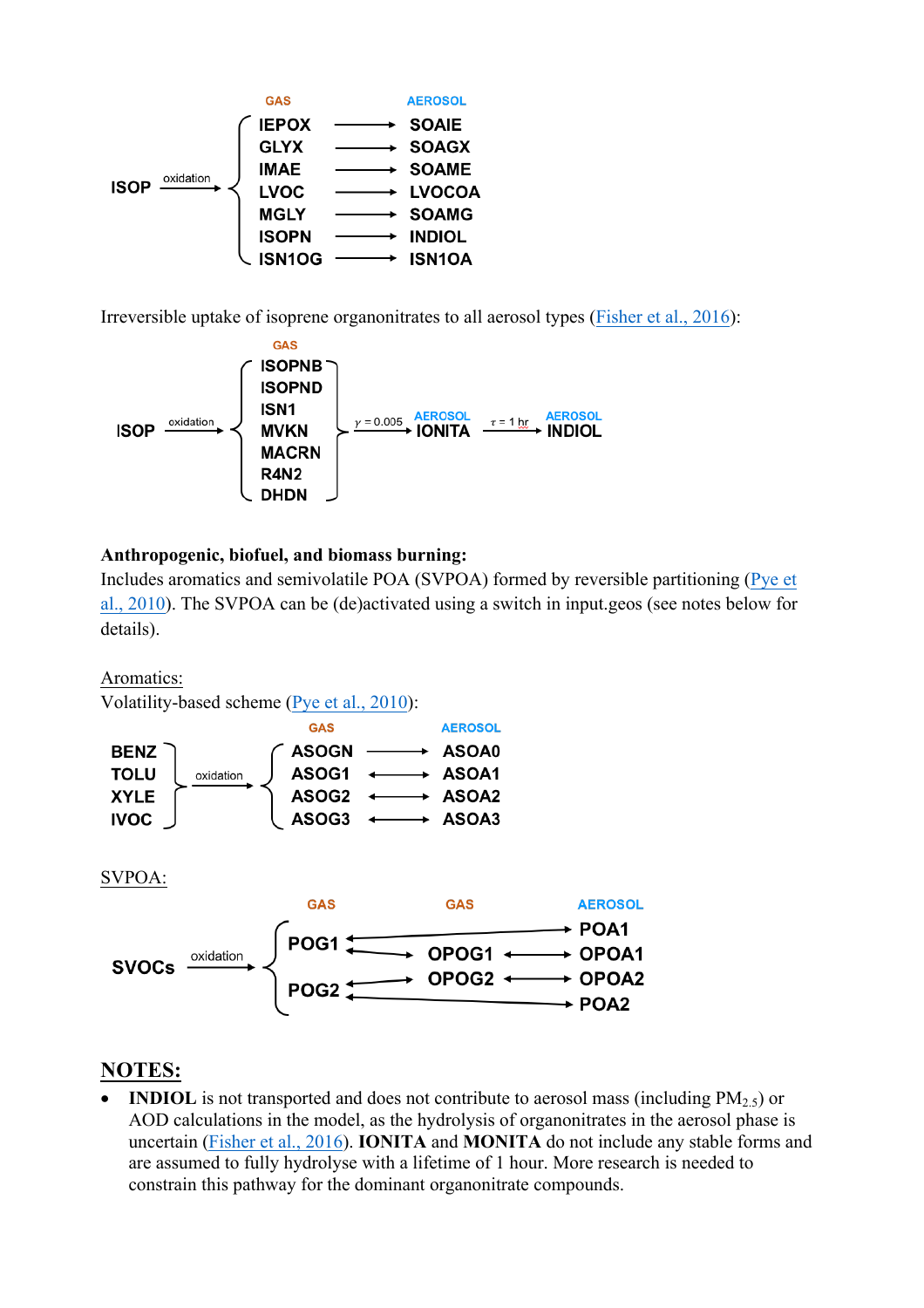| | | GAS | | AEROSOL |
|---|---|---|---|---|
| ISOP | oxidation → | IEPOX | → | SOAIE |
| | | GLYX | → | SOAGX |
| | | IMAE | → | SOAME |
| | | LVOC | → | LVOCOA |
| | | MGLY | → | SOAMG |
| | | ISOPN | → | INDIOL |
| | | ISN1OG | → | ISN1OA |

Irreversible uptake of isoprene organonitrates to all aerosol types (Fisher et al., 2016):

ISOP → oxidation → GAS: ISOPNB, ISOPND, ISN1, MVKN, MACRN, R4N2, DHDN → $\gamma = 0.005$ → AEROSOL: IONITA → $\tau = 1$ hr → AEROSOL: INDIOL

**Anthropogenic, biofuel, and biomass burning:**

Includes aromatics and semivolatile POA (SVPOA) formed by reversible partitioning (Pye et al., 2010). The SVPOA can be (de)activated using a switch in input.geos (see notes below for details).

Aromatics:

Volatility-based scheme (Pye et al., 2010):

| | | GAS | | AEROSOL |
|---|---|---|---|---|
| BENZ, TOLU, XYLE, IVOC | oxidation → | ASOGN | → | ASOA0 |
| | | ASOG1 | ↔ | ASOA1 |
| | | ASOG2 | ↔ | ASOA2 |
| | | ASOG3 | ↔ | ASOA3 |

SVPOA:

SVOCs → oxidation → GAS: POG1, POG2

- POG1 ↔ POA1 (AEROSOL)
- POG1 ↔ OPOG1 (GAS) ↔ OPOA1 (AEROSOL)
- POG2 ↔ OPOG2 (GAS) ↔ OPOA2 (AEROSOL)
- POG2 ↔ POA2 (AEROSOL)

## NOTES:

- **INDIOL** is not transported and does not contribute to aerosol mass (including $PM_{2.5}$) or AOD calculations in the model, as the hydrolysis of organonitrates in the aerosol phase is uncertain (Fisher et al., 2016). **IONITA** and **MONITA** do not include any stable forms and are assumed to fully hydrolyse with a lifetime of 1 hour. More research is needed to constrain this pathway for the dominant organonitrate compounds.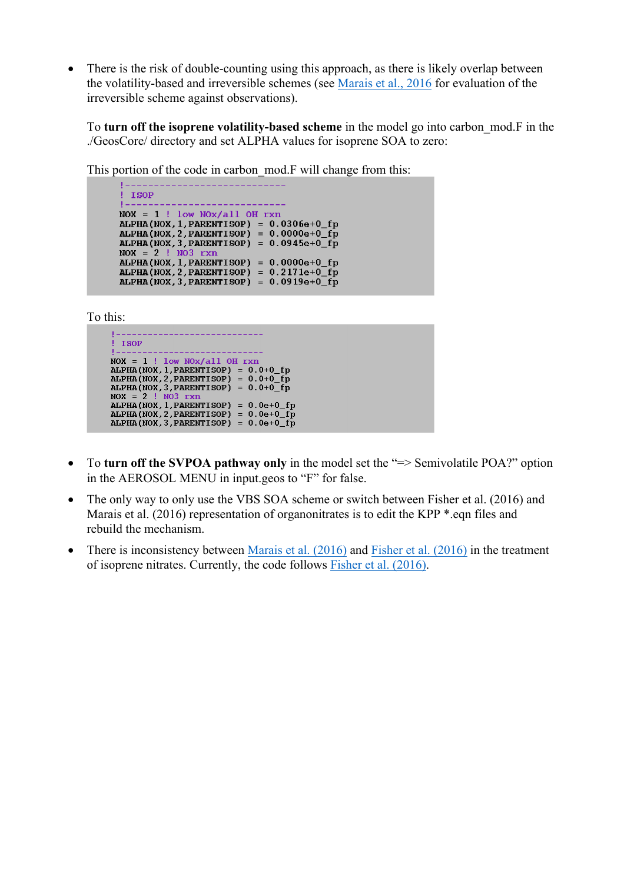- There is the risk of double-counting using this approach, as there is likely overlap between the volatility-based and irreversible schemes (see Marais et al., 2016 for evaluation of the irreversible scheme against observations).

  To **turn off the isoprene volatility-based scheme** in the model go into carbon_mod.F in the ./GeosCore/ directory and set ALPHA values for isoprene SOA to zero:

  This portion of the code in carbon_mod.F will change from this:

```
!----------------------------
! ISOP
!----------------------------
NOX = 1 ! low NOx/all OH rxn
ALPHA(NOX,1,PARENTISOP) = 0.0306e+0_fp
ALPHA(NOX,2,PARENTISOP) = 0.0000e+0_fp
ALPHA(NOX,3,PARENTISOP) = 0.0945e+0_fp
NOX = 2 ! NO3 rxn
ALPHA(NOX,1,PARENTISOP) = 0.0000e+0_fp
ALPHA(NOX,2,PARENTISOP) = 0.2171e+0_fp
ALPHA(NOX,3,PARENTISOP) = 0.0919e+0_fp
```

  To this:

```
!----------------------------
! ISOP
!----------------------------
NOX = 1 ! low NOx/all OH rxn
ALPHA(NOX,1,PARENTISOP) = 0.0+0_fp
ALPHA(NOX,2,PARENTISOP) = 0.0+0_fp
ALPHA(NOX,3,PARENTISOP) = 0.0+0_fp
NOX = 2 ! NO3 rxn
ALPHA(NOX,1,PARENTISOP) = 0.0e+0_fp
ALPHA(NOX,2,PARENTISOP) = 0.0e+0_fp
ALPHA(NOX,3,PARENTISOP) = 0.0e+0_fp
```

- To **turn off the SVPOA pathway only** in the model set the "=> Semivolatile POA?" option in the AEROSOL MENU in input.geos to "F" for false.
- The only way to only use the VBS SOA scheme or switch between Fisher et al. (2016) and Marais et al. (2016) representation of organonitrates is to edit the KPP *.eqn files and rebuild the mechanism.
- There is inconsistency between Marais et al. (2016) and Fisher et al. (2016) in the treatment of isoprene nitrates. Currently, the code follows Fisher et al. (2016).